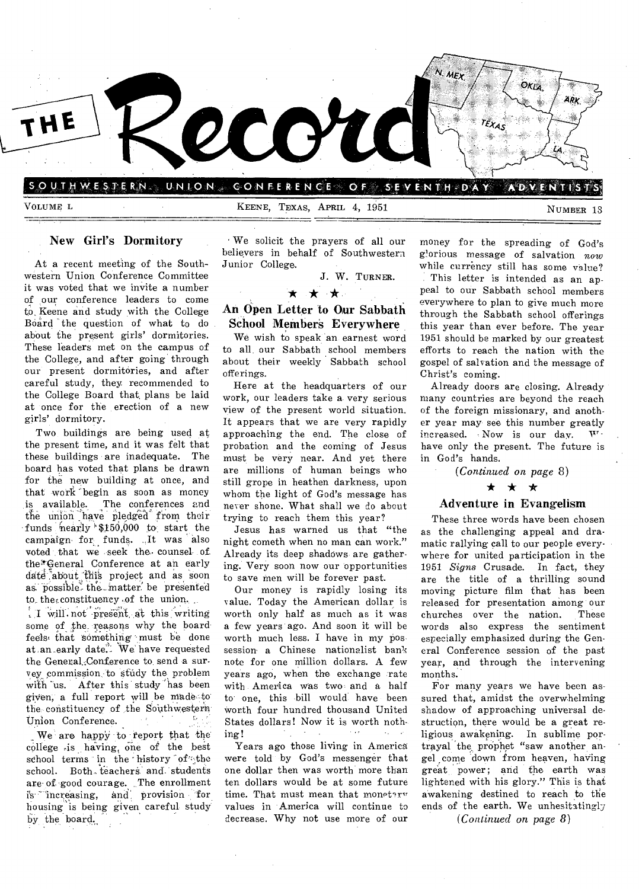# THE Record

SOUTHWESTERN UNION CONFERENCE OF SEVENTH-DAY ADVENTISTS

VOLUME L — KEENE, TEXAS, APRIL 4, 1951 — NUMBER 13

## New Girl's Dormitory

At a recent meeting of the Southwestern Union Conference Committee it was voted that we invite a number of our conference leaders to come to Keene and study with the College Board the question of what to do about the present girls' dormitories. These leaders met on the campus of the College, and after going through our present dormitories, and after careful study, they recommended to the College Board that plans be laid at once for the erection of a new girls' dormitory.

Two buildings are being used at the present time, and it was felt that these buildings are inadequate. The board has voted that plans be drawn for the new building at once, and that work begin as soon as money is available. The conferences and the union have pledged from their funds nearly $150,000 to start the campaign for funds. It was also voted that we seek the counsel of the General Conference at an early date about this project and as soon as possible the matter be presented to the constituency of the union.

I will not present at this writing some of the reasons why the board feels that something must be done at an early date. We have requested the General Conference to send a survey commission to study the problem with us. After this study has been given, a full report will be made to the constituency of the Southwestern Union Conference.

We are happy to report that the college is having one of the best school terms in the history of the school. Both teachers and students are of good courage. The enrollment is increasing, and provision for housing is being given careful study by the board.

We solicit the prayers of all our believers in behalf of Southwestern Junior College.

J. W. TURNER.

★ ★ ★

## An Open Letter to Our Sabbath School Members Everywhere

We wish to speak an earnest word to all our Sabbath school members about their weekly Sabbath school offerings.

Here at the headquarters of our work, our leaders take a very serious view of the present world situation. It appears that we are very rapidly approaching the end. The close of probation and the coming of Jesus must be very near. And yet there are millions of human beings who still grope in heathen darkness, upon whom the light of God's message has never shone. What shall we do about trying to reach them this year?

Jesus has warned us that "the night cometh when no man can work." Already its deep shadows are gathering. Very soon now our opportunities to save men will be forever past.

Our money is rapidly losing its value. Today the American dollar is worth only half as much as it was a few years ago. And soon it will be worth much less. I have in my possession a Chinese nationalist bank note for one million dollars. A few years ago, when the exchange rate with America was two and a half to one, this bill would have been worth four hundred thousand United States dollars! Now it is worth nothing!

Years ago those living in America were told by God's messenger that one dollar then was worth more than ten dollars would be at some future time. That must mean that monetary values in America will continue to decrease. Why not use more of our money for the spreading of God's glorious message of salvation *now* while currency still has some value?

This letter is intended as an appeal to our Sabbath school members everywhere to plan to give much more through the Sabbath school offerings this year than ever before. The year 1951 should be marked by our greatest efforts to reach the nation with the gospel of salvation and the message of Christ's coming.

Already doors are closing. Already many countries are beyond the reach of the foreign missionary, and another year may see this number greatly increased. Now is our day. We have only the present. The future is in God's hands.

*(Continued on page 8)*

★ ★ ★

## Adventure in Evangelism

These three words have been chosen as the challenging appeal and dramatic rallying call to our people everywhere for united participation in the 1951 *Signs* Crusade. In fact, they are the title of a thrilling sound moving picture film that has been released for presentation among our churches over the nation. These words also express the sentiment especially emphasized during the General Conference session of the past year, and through the intervening months.

For many years we have been assured that, amidst the overwhelming shadow of approaching universal destruction, there would be a great religious awakening. In sublime portrayal the prophet "saw another angel come down from heaven, having great power; and the earth was lightened with his glory." This is that awakening destined to reach to the ends of the earth. We unhesitatingly

*(Continued on page 8)*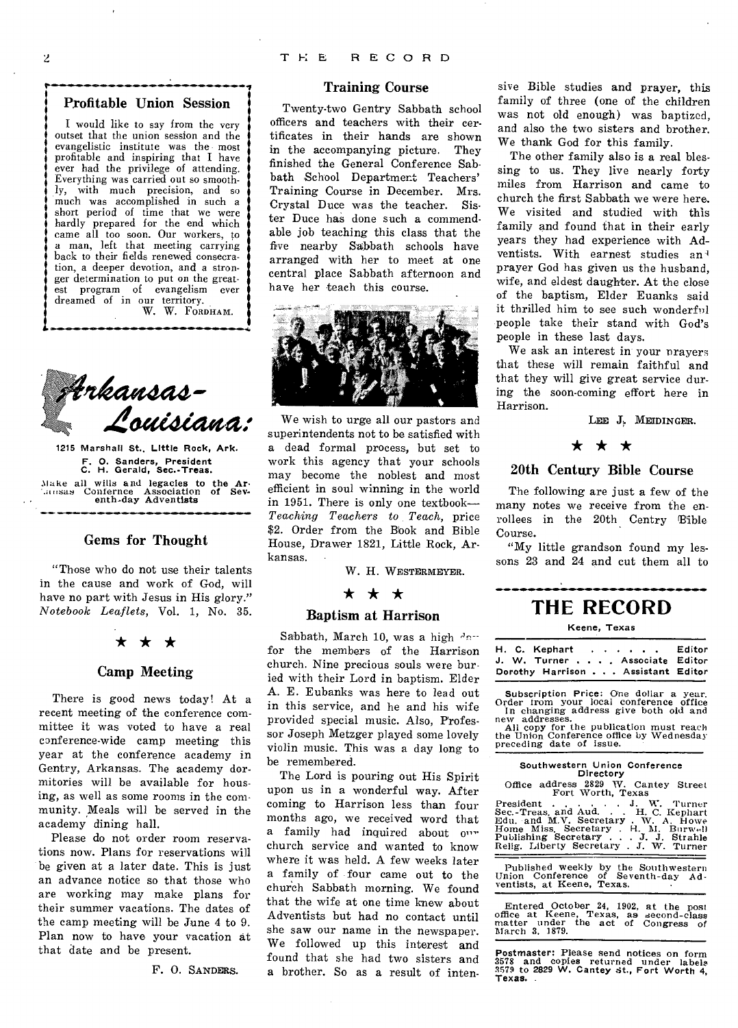## Profitable Union Session

I would like to say from the very outset that the union session and the evangelistic institute was the most profitable and inspiring that I have ever had the privilege of attending. Everything was carried out so smoothly, with much precision, and so much was accomplished in such a short period of time that we were hardly prepared for the end which came all too soon. Our workers, to a man, left that meeting carrying back to their fields renewed consecration, a deeper devotion, and a stronger determination to put on the greatest program of evangelism ever dreamed of in our territory.

W. W. FORDHAM.

# Arkansas-Louisiana:

**1215 Marshall St., Little Rock, Ark.**

F. O. Sanders, President
C. H. Gerald, Sec.-Treas.

Make all wills and legacies to the Arkansas Confernce Association of Seventh-day Adventists

## Gems for Thought

"Those who do not use their talents in the cause and work of God, will have no part with Jesus in His glory." *Notebook Leaflets*, Vol. 1, No. 35.

★ ★ ★

## Camp Meeting

There is good news today! At a recent meeting of the conference committee it was voted to have a real conference-wide camp meeting this year at the conference academy in Gentry, Arkansas. The academy dormitories will be available for housing, as well as some rooms in the community. Meals will be served in the academy dining hall.

Please do not order room reservations now. Plans for reservations will be given at a later date. This is just an advance notice so that those who are working may make plans for their summer vacations. The dates of the camp meeting will be June 4 to 9. Plan now to have your vacation at that date and be present.

F. O. SANDERS.

## Training Course

Twenty-two Gentry Sabbath school officers and teachers with their certificates in their hands are shown in the accompanying picture. They finished the General Conference Sabbath School Department Teachers' Training Course in December. Mrs. Crystal Duce was the teacher. Sister Duce has done such a commendable job teaching this class that the five nearby Sabbath schools have arranged with her to meet at one central place Sabbath afternoon and have her teach this course.

We wish to urge all our pastors and superintendents not to be satisfied with a dead formal process, but set to work this agency that your schools may become the noblest and most efficient in soul winning in the world in 1951. There is only one textbook—*Teaching Teachers to Teach*, price $2. Order from the Book and Bible House, Drawer 1821, Little Rock, Arkansas.

W. H. WESTERMEYER.

★ ★ ★

## Baptism at Harrison

Sabbath, March 10, was a high day for the members of the Harrison church. Nine precious souls were buried with their Lord in baptism. Elder A. E. Eubanks was here to lead out in this service, and he and his wife provided special music. Also, Professor Joseph Metzger played some lovely violin music. This was a day long to be remembered.

The Lord is pouring out His Spirit upon us in a wonderful way. After coming to Harrison less than four months ago, we received word that a family had inquired about our church service and wanted to know where it was held. A few weeks later a family of four came out to the church Sabbath morning. We found that the wife at one time knew about Adventists but had no contact until she saw our name in the newspaper. We followed up this interest and found that she had two sisters and a brother. So as a result of intensive Bible studies and prayer, this family of three (one of the children was not old enough) was baptized, and also the two sisters and brother. We thank God for this family.

The other family also is a real blessing to us. They live nearly forty miles from Harrison and came to church the first Sabbath we were here. We visited and studied with this family and found that in their early years they had experience with Adventists. With earnest studies and prayer God has given us the husband, wife, and eldest daughter. At the close of the baptism, Elder Euanks said it thrilled him to see such wonderful people take their stand with God's people in these last days.

We ask an interest in your prayers that these will remain faithful and that they will give great service during the soon-coming effort here in Harrison.

LEE J. MEIDINGER.

★ ★ ★

## 20th Century Bible Course

The following are just a few of the many notes we receive from the enrollees in the 20th Centry Bible Course.

"My little grandson found my lessons 23 and 24 and cut them all to

# THE RECORD

Keene, Texas

| | |
|---|---|
| H. C. Kephart | Editor |
| J. W. Turner | Associate Editor |
| Dorothy Harrison | Assistant Editor |

**Subscription Price:** One dollar a year. Order from your local conference office In changing address give both old and new addresses.

All copy for the publication must reach the Union Conference office by Wednesday preceding date of issue.

**Southwestern Union Conference Directory**

Office address 2829 W. Cantey Street Fort Worth, Texas

| | |
|---|---|
| President | J. W. Turner |
| Sec.-Treas. and Aud. | H. C. Kephart |
| Edu. and M.V. Secretary | W. A. Howe |
| Home Miss. Secretary | H. M. Burwell |
| Publishing Secretary | J. J. Strahle |
| Relig. Liberty Secretary | J. W. Turner |

Published weekly by the Southwestern Union Conference of Seventh-day Adventists, at Keene, Texas.

Entered October 24, 1902, at the post office at Keene, Texas, as second-class matter under the act of Congress of March 3, 1879.

**Postmaster:** Please send notices on form 3578 and copies returned under labels 3579 to 2829 W. Cantey St., Fort Worth 4, Texas.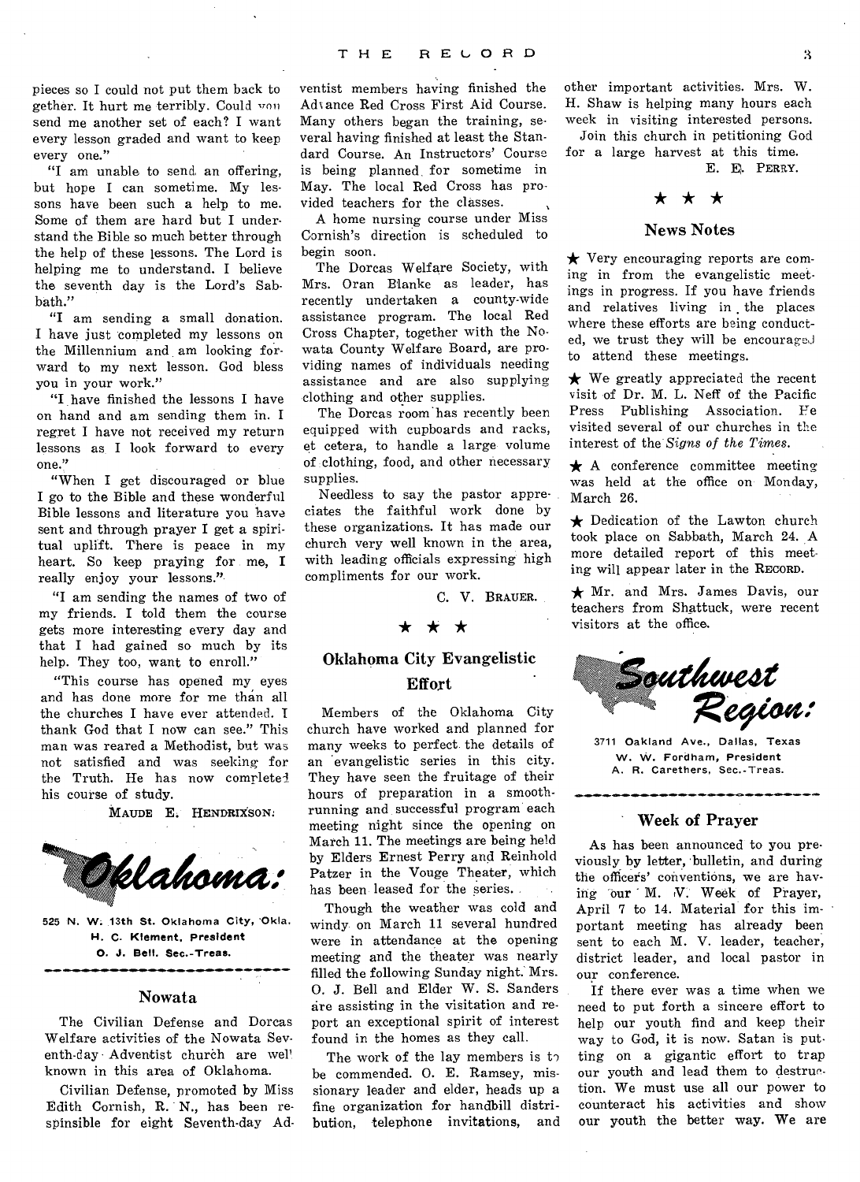pieces so I could not put them back together. It hurt me terribly. Could you send me another set of each? I want every lesson graded and want to keep every one."

"I am unable to send an offering, but hope I can sometime. My lessons have been such a help to me. Some of them are hard but I understand the Bible so much better through the help of these lessons. The Lord is helping me to understand. I believe the seventh day is the Lord's Sabbath."

"I am sending a small donation. I have just completed my lessons on the Millennium and am looking forward to my next lesson. God bless you in your work."

"I have finished the lessons I have on hand and am sending them in. I regret I have not received my return lessons as I look forward to every one."

"When I get discouraged or blue I go to the Bible and these wonderful Bible lessons and literature you have sent and through prayer I get a spiritual uplift. There is peace in my heart. So keep praying for me, I really enjoy your lessons."

"I am sending the names of two of my friends. I told them the course gets more interesting every day and that I had gained so much by its help. They too, want to enroll."

"This course has opened my eyes and has done more for me than all the churches I have ever attended. I thank God that I now can see." This man was reared a Methodist, but was not satisfied and was seeking for the Truth. He has now completed his course of study.

MAUDE E. HENDRIXSON.

# Oklahoma:

525 N. W. 13th St. Oklahoma City, Okla.
H. C. Klement, President
O. J. Bell, Sec.-Treas.

## Nowata

The Civilian Defense and Dorcas Welfare activities of the Nowata Seventh-day Adventist church are well known in this area of Oklahoma.

Civilian Defense, promoted by Miss Edith Cornish, R. N., has been responsible for eight Seventh-day Adventist members having finished the Advance Red Cross First Aid Course. Many others began the training, several having finished at least the Standard Course. An Instructors' Course is being planned for sometime in May. The local Red Cross has provided teachers for the classes.

A home nursing course under Miss Cornish's direction is scheduled to begin soon.

The Dorcas Welfare Society, with Mrs. Oran Blanke as leader, has recently undertaken a county-wide assistance program. The local Red Cross Chapter, together with the Nowata County Welfare Board, are providing names of individuals needing assistance and are also supplying clothing and other supplies.

The Dorcas room has recently been equipped with cupboards and racks, et cetera, to handle a large volume of clothing, food, and other necessary supplies.

Needless to say the pastor appreciates the faithful work done by these organizations. It has made our church very well known in the area, with leading officials expressing high compliments for our work.

C. V. BRAUER.

★ ★ ★

## Oklahoma City Evangelistic Effort

Members of the Oklahoma City church have worked and planned for many weeks to perfect the details of an evangelistic series in this city. They have seen the fruitage of their hours of preparation in a smooth-running and successful program each meeting night since the opening on March 11. The meetings are being held by Elders Ernest Perry and Reinhold Patzer in the Vouge Theater, which has been leased for the series.

Though the weather was cold and windy on March 11 several hundred were in attendance at the opening meeting and the theater was nearly filled the following Sunday night. Mrs. O. J. Bell and Elder W. S. Sanders are assisting in the visitation and report an exceptional spirit of interest found in the homes as they call.

The work of the lay members is to be commended. O. E. Ramsey, missionary leader and elder, heads up a fine organization for handbill distribution, telephone invitations, and other important activities. Mrs. W. H. Shaw is helping many hours each week in visiting interested persons.

Join this church in petitioning God for a large harvest at this time.

E. E. PERRY.

★ ★ ★

## News Notes

★ Very encouraging reports are coming in from the evangelistic meetings in progress. If you have friends and relatives living in the places where these efforts are being conducted, we trust they will be encouraged to attend these meetings.

★ We greatly appreciated the recent visit of Dr. M. L. Neff of the Pacific Press Publishing Association. He visited several of our churches in the interest of the *Signs of the Times*.

★ A conference committee meeting was held at the office on Monday, March 26.

★ Dedication of the Lawton church took place on Sabbath, March 24. A more detailed report of this meeting will appear later in the RECORD.

★ Mr. and Mrs. James Davis, our teachers from Shattuck, were recent visitors at the office.

# Southwest Region:

3711 Oakland Ave., Dallas, Texas
W. W. Fordham, President
A. R. Carethers, Sec.-Treas.

## Week of Prayer

As has been announced to you previously by letter, bulletin, and during the officers' conventions, we are having our M. V. Week of Prayer, April 7 to 14. Material for this important meeting has already been sent to each M. V. leader, teacher, district leader, and local pastor in our conference.

If there ever was a time when we need to put forth a sincere effort to help our youth find and keep their way to God, it is now. Satan is putting on a gigantic effort to trap our youth and lead them to destruction. We must use all our power to counteract his activities and show our youth the better way. We are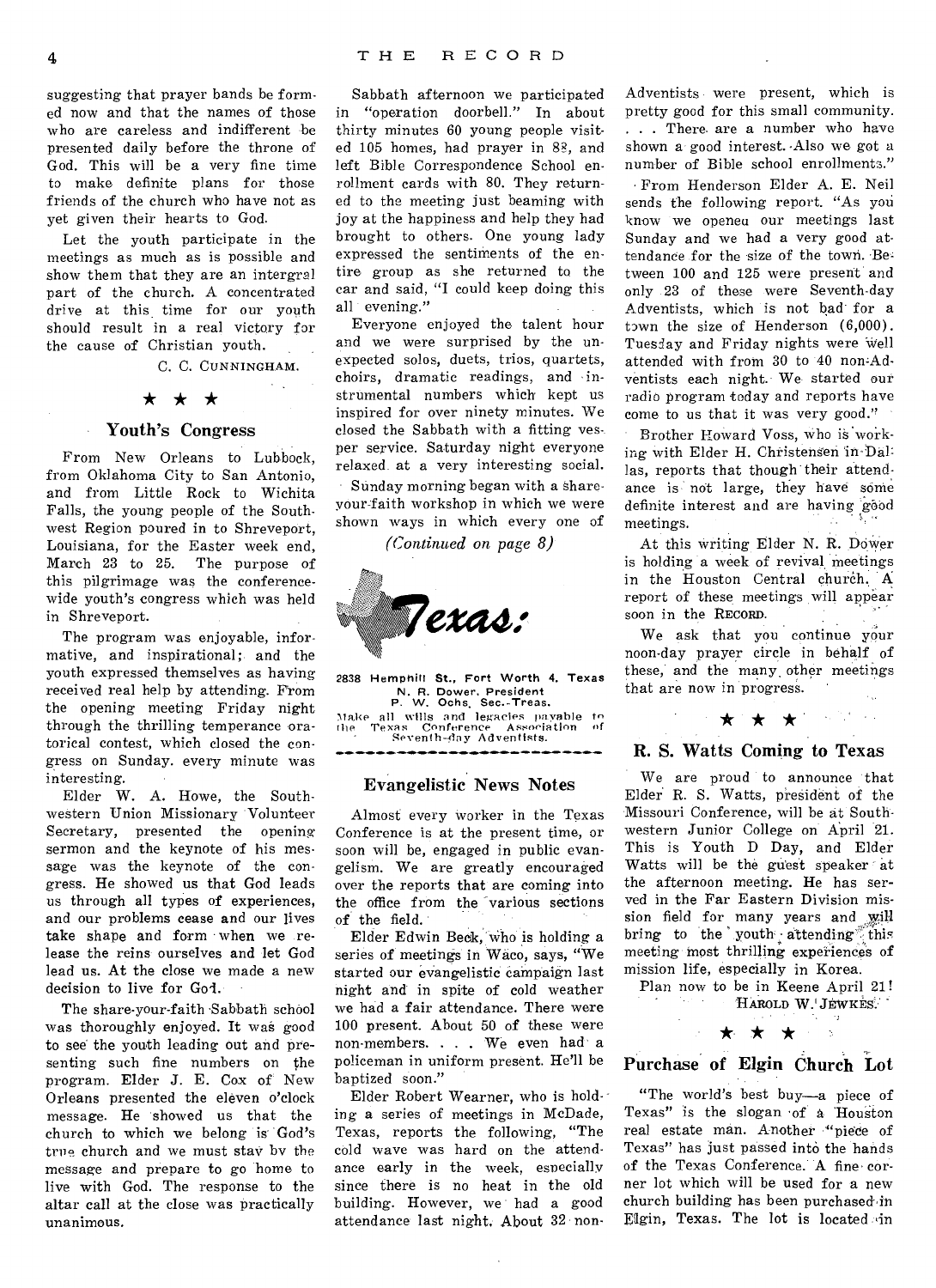suggesting that prayer bands be formed now and that the names of those who are careless and indifferent be presented daily before the throne of God. This will be a very fine time to make definite plans for those friends of the church who have not as yet given their hearts to God.

Let the youth participate in the meetings as much as is possible and show them that they are an intergral part of the church. A concentrated drive at this time for our youth should result in a real victory for the cause of Christian youth.

C. C. CUNNINGHAM.

★ ★ ★

## Youth's Congress

From New Orleans to Lubbock, from Oklahoma City to San Antonio, and from Little Rock to Wichita Falls, the young people of the Southwest Region poured in to Shreveport, Louisiana, for the Easter week end, March 23 to 25. The purpose of this pilgrimage was the conference-wide youth's congress which was held in Shreveport.

The program was enjoyable, informative, and inspirational; and the youth expressed themselves as having received real help by attending. From the opening meeting Friday night through the thrilling temperance oratorical contest, which closed the congress on Sunday. every minute was interesting.

Elder W. A. Howe, the Southwestern Union Missionary Volunteer Secretary, presented the opening sermon and the keynote of his message was the keynote of the congress. He showed us that God leads us through all types of experiences, and our problems cease and our lives take shape and form when we release the reins ourselves and let God lead us. At the close we made a new decision to live for God.

The share-your-faith Sabbath school was thoroughly enjoyed. It was good to see the youth leading out and presenting such fine numbers on the program. Elder J. E. Cox of New Orleans presented the eleven o'clock message. He showed us that the church to which we belong is God's true church and we must stay by the message and prepare to go home to live with God. The response to the altar call at the close was practically unanimous.

Sabbath afternoon we participated in "operation doorbell." In about thirty minutes 60 young people visited 105 homes, had prayer in 82, and left Bible Correspondence School enrollment cards with 80. They returned to the meeting just beaming with joy at the happiness and help they had brought to others. One young lady expressed the sentiments of the entire group as she returned to the car and said, "I could keep doing this all evening."

Everyone enjoyed the talent hour and we were surprised by the unexpected solos, duets, trios, quartets, choirs, dramatic readings, and instrumental numbers which kept us inspired for over ninety minutes. We closed the Sabbath with a fitting vesper service. Saturday night everyone relaxed at a very interesting social.

Sunday morning began with a share-your-faith workshop in which we were shown ways in which every one of

*(Continued on page 8)*

# Texas:

2838 Hemphill St., Fort Worth 4, Texas
N. R. Dower, President
P. W. Ochs, Sec.-Treas.
Make all wills and legacies payable to the Texas Conference Association of Seventh-day Adventists.

## Evangelistic News Notes

Almost every worker in the Texas Conference is at the present time, or soon will be, engaged in public evangelism. We are greatly encouraged over the reports that are coming into the office from the various sections of the field.

Elder Edwin Beck, who is holding a series of meetings in Waco, says, "We started our evangelistic campaign last night and in spite of cold weather we had a fair attendance. There were 100 present. About 50 of these were non-members. . . . We even had a policeman in uniform present. He'll be baptized soon."

Elder Robert Wearner, who is holding a series of meetings in McDade, Texas, reports the following, "The cold wave was hard on the attendance early in the week, especially since there is no heat in the old building. However, we had a good attendance last night. About 32 non-Adventists were present, which is pretty good for this small community. . . . There are a number who have shown a good interest. Also we got a number of Bible school enrollments."

From Henderson Elder A. E. Neil sends the following report. "As you know we opened our meetings last Sunday and we had a very good attendance for the size of the town. Between 100 and 125 were present and only 23 of these were Seventh-day Adventists, which is not bad for a town the size of Henderson (6,000). Tuesday and Friday nights were well attended with from 30 to 40 non-Adventists each night. We started our radio program today and reports have come to us that it was very good."

Brother Howard Voss, who is working with Elder H. Christensen in Dallas, reports that though their attendance is not large, they have some definite interest and are having good meetings.

At this writing Elder N. R. Dower is holding a week of revival meetings in the Houston Central church. A report of these meetings will appear soon in the RECORD.

We ask that you continue your noon-day prayer circle in behalf of these, and the many other meetings that are now in progress.

★ ★ ★

## R. S. Watts Coming to Texas

We are proud to announce that Elder R. S. Watts, president of the Missouri Conference, will be at Southwestern Junior College on April 21. This is Youth D Day, and Elder Watts will be the guest speaker at the afternoon meeting. He has served in the Far Eastern Division mission field for many years and will bring to the youth attending this meeting most thrilling experiences of mission life, especially in Korea.

Plan now to be in Keene April 21!

HAROLD W. JEWKES.

★ ★ ★

## Purchase of Elgin Church Lot

"The world's best buy—a piece of Texas" is the slogan of a Houston real estate man. Another "piece of Texas" has just passed into the hands of the Texas Conference. A fine corner lot which will be used for a new church building has been purchased in Elgin, Texas. The lot is located in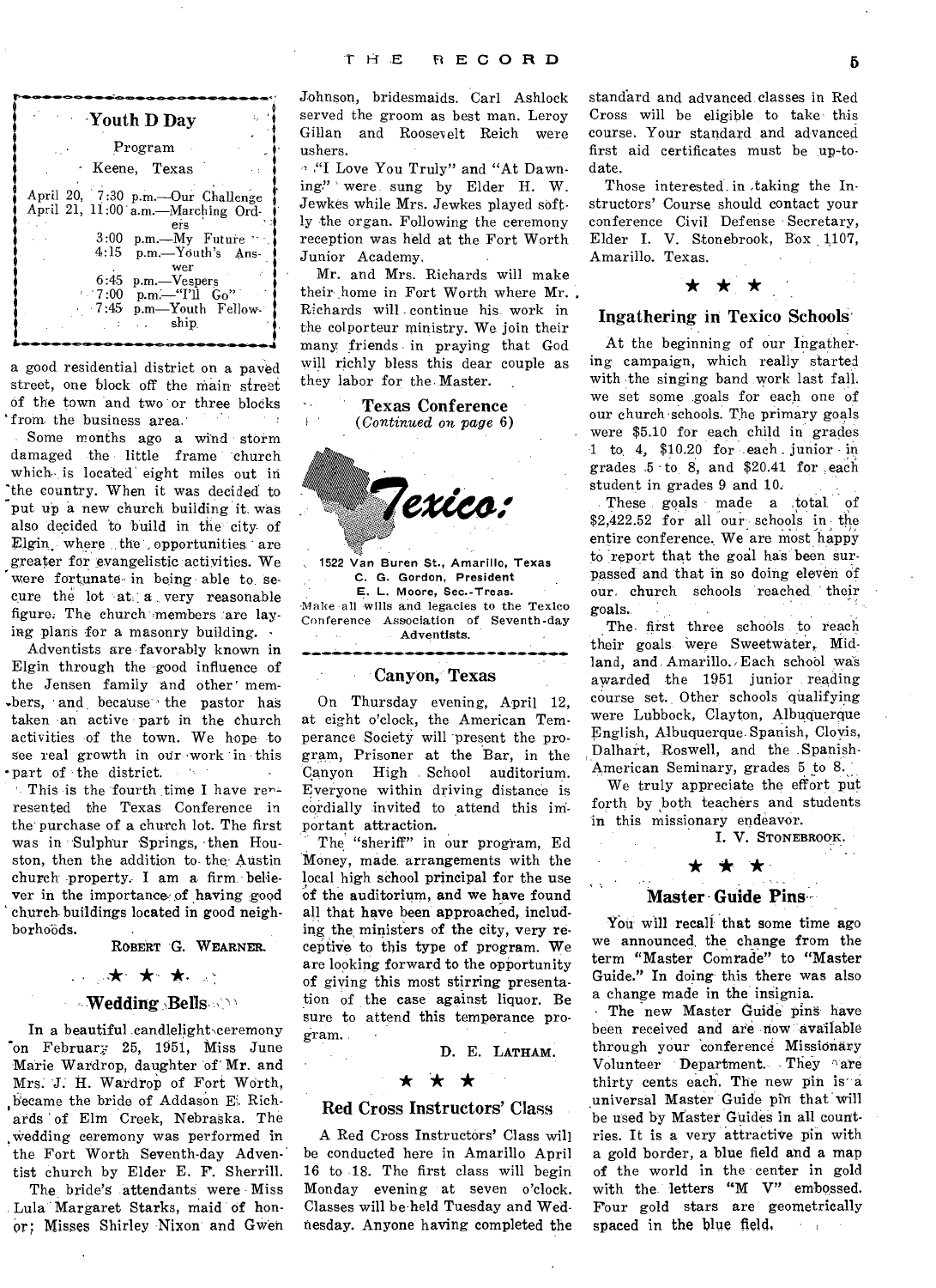## Youth D Day

Program

Keene, Texas

April 20, 7:30 p.m.—Our Challenge
April 21, 11:00 a.m.—Marching Orders
3:00 p.m.—My Future
4:15 p.m.—Youth's Answer
6:45 p.m.—Vespers
7:00 p.m.—"I'll Go"
7:45 p.m—Youth Fellowship

a good residential district on a paved street, one block off the main street of the town and two or three blocks from the business area.

Some months ago a wind storm damaged the little frame church which is located eight miles out in the country. When it was decided to put up a new church building it was also decided to build in the city of Elgin, where the opportunities are greater for evangelistic activities. We were fortunate in being able to secure the lot at a very reasonable figure. The church members are laying plans for a masonry building.

Adventists are favorably known in Elgin through the good influence of the Jensen family and other members, and because the pastor has taken an active part in the church activities of the town. We hope to see real growth in our work in this part of the district.

This is the fourth time I have represented the Texas Conference in the purchase of a church lot. The first was in Sulphur Springs, then Houston, then the addition to the Austin church property. I am a firm believer in the importance of having good church buildings located in good neighborhoods.

ROBERT G. WEARNER.

★ ★ ★

### Wedding Bells

In a beautiful candlelight ceremony on February 25, 1951, Miss June Marie Wardrop, daughter of Mr. and Mrs. J. H. Wardrop of Fort Worth, became the bride of Addason E. Richards of Elm Creek, Nebraska. The wedding ceremony was performed in the Fort Worth Seventh-day Adventist church by Elder E. F. Sherrill.

The bride's attendants were Miss Lula Margaret Starks, maid of honor; Misses Shirley Nixon and Gwen Johnson, bridesmaids. Carl Ashlock served the groom as best man. Leroy Gillan and Roosevelt Reich were ushers.

"I Love You Truly" and "At Dawning" were sung by Elder H. W. Jewkes while Mrs. Jewkes played softly the organ. Following the ceremony reception was held at the Fort Worth Junior Academy.

Mr. and Mrs. Richards will make their home in Fort Worth where Mr. Richards will continue his work in the colporteur ministry. We join their many friends in praying that God will richly bless this dear couple as they labor for the Master.

**Texas Conference**
*(Continued on page 6)*

## Texico:

1522 Van Buren St., Amarillo, Texas
C. G. Gordon, President
E. L. Moore, Sec.-Treas.
Make all wills and legacies to the Texico Conference Association of Seventh-day Adventists.

### Canyon, Texas

On Thursday evening, April 12, at eight o'clock, the American Temperance Society will present the program, Prisoner at the Bar, in the Canyon High School auditorium. Everyone within driving distance is cordially invited to attend this important attraction.

The "sheriff" in our program, Ed Money, made arrangements with the local high school principal for the use of the auditorium, and we have found all that have been approached, including the ministers of the city, very receptive to this type of program. We are looking forward to the opportunity of giving this most stirring presentation of the case against liquor. Be sure to attend this temperance program.

D. E. LATHAM.

★ ★ ★

### Red Cross Instructors' Class

A Red Cross Instructors' Class will be conducted here in Amarillo April 16 to 18. The first class will begin Monday evening at seven o'clock. Classes will be held Tuesday and Wednesday. Anyone having completed the standard and advanced classes in Red Cross will be eligible to take this course. Your standard and advanced first aid certificates must be up-to-date.

Those interested in taking the Instructors' Course should contact your conference Civil Defense Secretary, Elder I. V. Stonebrook, Box 1107, Amarillo, Texas.

★ ★ ★

### Ingathering in Texico Schools

At the beginning of our Ingathering campaign, which really started with the singing band work last fall, we set some goals for each one of our church schools. The primary goals were $5.10 for each child in grades 1 to 4, $10.20 for each junior in grades 5 to 8, and $20.41 for each student in grades 9 and 10.

These goals made a total of $2,422.52 for all our schools in the entire conference. We are most happy to report that the goal has been surpassed and that in so doing eleven of our church schools reached their goals.

The first three schools to reach their goals were Sweetwater, Midland, and Amarillo. Each school was awarded the 1951 junior reading course set. Other schools qualifying were Lubbock, Clayton, Albuquerque English, Albuquerque Spanish, Clovis, Dalhart, Roswell, and the Spanish-American Seminary, grades 5 to 8.

We truly appreciate the effort put forth by both teachers and students in this missionary endeavor.

I. V. STONEBROOK.

★ ★ ★

### Master Guide Pins

You will recall that some time ago we announced the change from the term "Master Comrade" to "Master Guide." In doing this there was also a change made in the insignia.

The new Master Guide pins have been received and are now available through your conference Missionary Volunteer Department. They are thirty cents each. The new pin is a universal Master Guide pin that will be used by Master Guides in all countries. It is a very attractive pin with a gold border, a blue field and a map of the world in the center in gold with the letters "M V" embossed. Four gold stars are geometrically spaced in the blue field.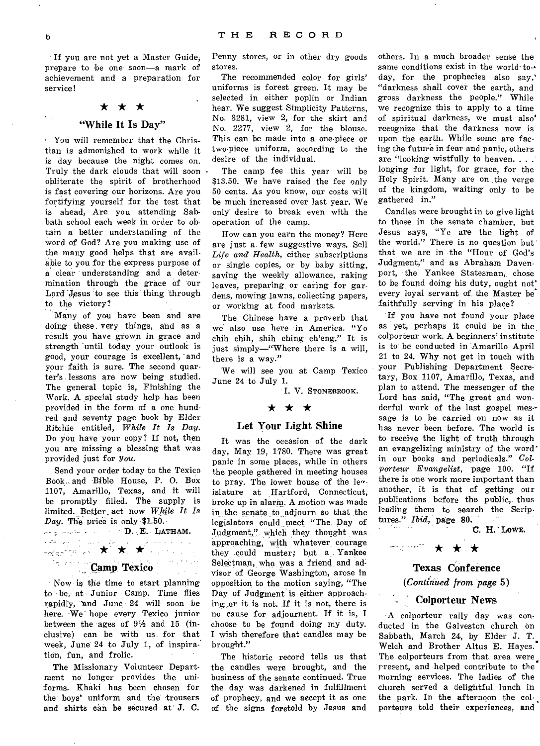If you are not yet a Master Guide, prepare to be one soon—a mark of achievement and a preparation for service!

★ ★ ★

## "While It Is Day"

You will remember that the Christian is admonished to work while it is day because the night comes on. Truly the dark clouds that will soon obliterate the spirit of brotherhood is fast covering our horizons. Are you fortifying yourself for the test that is ahead, Are you attending Sabbath school each week in order to obtain a better understanding of the word of God? Are you making use of the many good helps that are available to you for the express purpose of a clear understanding and a determination through the grace of our Lord Jesus to see this thing through to the victory?

Many of you have been and are doing these very things, and as a result you have grown in grace and strength until today your outlook is good, your courage is excellent, and your faith is sure. The second quarter's lessons are now being studied. The general topic is, Finishing the Work. A special study help has been provided in the form of a one hundred and seventy page book by Elder Ritchie entitled, *While It Is Day*. Do you have your copy? If not, then you are missing a blessing that was provided just for *you*.

Send your order today to the Texico Book and Bible House, P. O. Box 1107, Amarillo, Texas, and it will be promptly filled. The supply is limited. Better act now *While It Is Day*. The price is only $1.50.

D. E. LATHAM.

★ ★ ★

## Camp Texico

Now is the time to start planning to be at Junior Camp. Time flies rapidly, and June 24 will soon be here. We hope every Texico junior between the ages of 9½ and 15 (inclusive) can be with us for that week, June 24 to July 1, of inspiration, fun, and frolic.

The Missionary Volunteer Department no longer provides the uniforms. Khaki has been chosen for the boys' uniform and the trousers and shirts can be secured at J. C. Penny stores, or in other dry goods stores.

The recommended color for girls' uniforms is forest green. It may be selected in either poplin or Indian hear. We suggest Simplicity Patterns, No. 3281, view 2, for the skirt and No. 2277, view 2, for the blouse. This can be made into a one-piece or two-piece uniform, according to the desire of the individual.

The camp fee this year will be $13.50. We have raised the fee only 50 cents. As you know, our costs will be much increased over last year. We only desire to break even with the operation of the camp.

How can you earn the money? Here are just a few suggestive ways. Sell *Life and Health*, either subscriptions or single copies, or by baby sitting, saving the weekly allowance, raking leaves, preparing or caring for gardens, mowing lawns, collecting papers, or working at food markets.

The Chinese have a proverb that we also use here in America. "Yo chih chih, shih ching ch'eng." It is just simply—"Where there is a will, there is a way."

We will see you at Camp Texico June 24 to July 1.

I. V. STONEBROOK.

★ ★ ★

## Let Your Light Shine

It was the occasion of the dark day, May 19, 1780. There was great panic in some places, while in others the people gathered in meeting houses to pray. The lower house of the legislature at Hartford, Connecticut, broke up in alarm. A motion was made in the senate to adjourn so that the legislators could meet "The Day of Judgment," which they thought was approaching, with whatever courage they could muster; but a Yankee Selectman, who was a friend and advisor of George Washington, arose in opposition to the motion saying, "The Day of Judgment is either approaching, or it is not. If it is not, there is no cause for adjournment. If it is, I choose to be found doing my duty. I wish therefore that candles may be brought."

The historic record tells us that the candles were brought, and the business of the senate continued. True the day was darkened in fulfillment of prophecy, and we accept it as one of the signs foretold by Jesus and others. In a much broader sense the same conditions exist in the world today, for the prophecies also say, "darkness shall cover the earth, and gross darkness the people." While we recognize this to apply to a time of spiritual darkness, we must also recognize that the darkness now is upon the earth. While some are facing the future in fear and panic, others are "looking wistfully to heaven. . . . longing for light, for grace, for the Holy Spirit. Many are on the verge of the kingdom, waiting only to be gathered in."

Candles were brought in to give light to those in the senate chamber, but Jesus says, "Ye are the light of the world." There is no question but that we are in the "Hour of God's Judgment," and as Abraham Davenport, the Yankee Statesman, chose to be found doing his duty, ought not every loyal servant of the Master be faithfully serving in his place?

If you have not found your place as yet, perhaps it could be in the colporteur work. A beginners' institute is to be conducted in Amarillo April 21 to 24. Why not get in touch with your Publishing Department Secretary, Box 1107, Amarillo, Texas, and plan to attend. The messenger of the Lord has said, "The great and wonderful work of the last gospel message is to be carried on now as it has never been before. The world is to receive the light of truth through an evangelizing ministry of the word in our books and periodicals." *Colporteur Evangelist*, page 100. "If there is one work more important than another, it is that of getting our publications before the public, thus leading them to search the Scriptures." *Ibid*, page 80.

C. H. LOWE.

★ ★ ★

## Texas Conference

*(Continued from page 5)*

### Colporteur News

A colporteur rally day was conducted in the Galveston church on Sabbath, March 24, by Elder J. T. Welch and Brother Altus E. Hayes. The colporteurs from that area were present, and helped contribute to the morning services. The ladies of the church served a delightful lunch in the park. In the afternoon the colporteurs told their experiences, and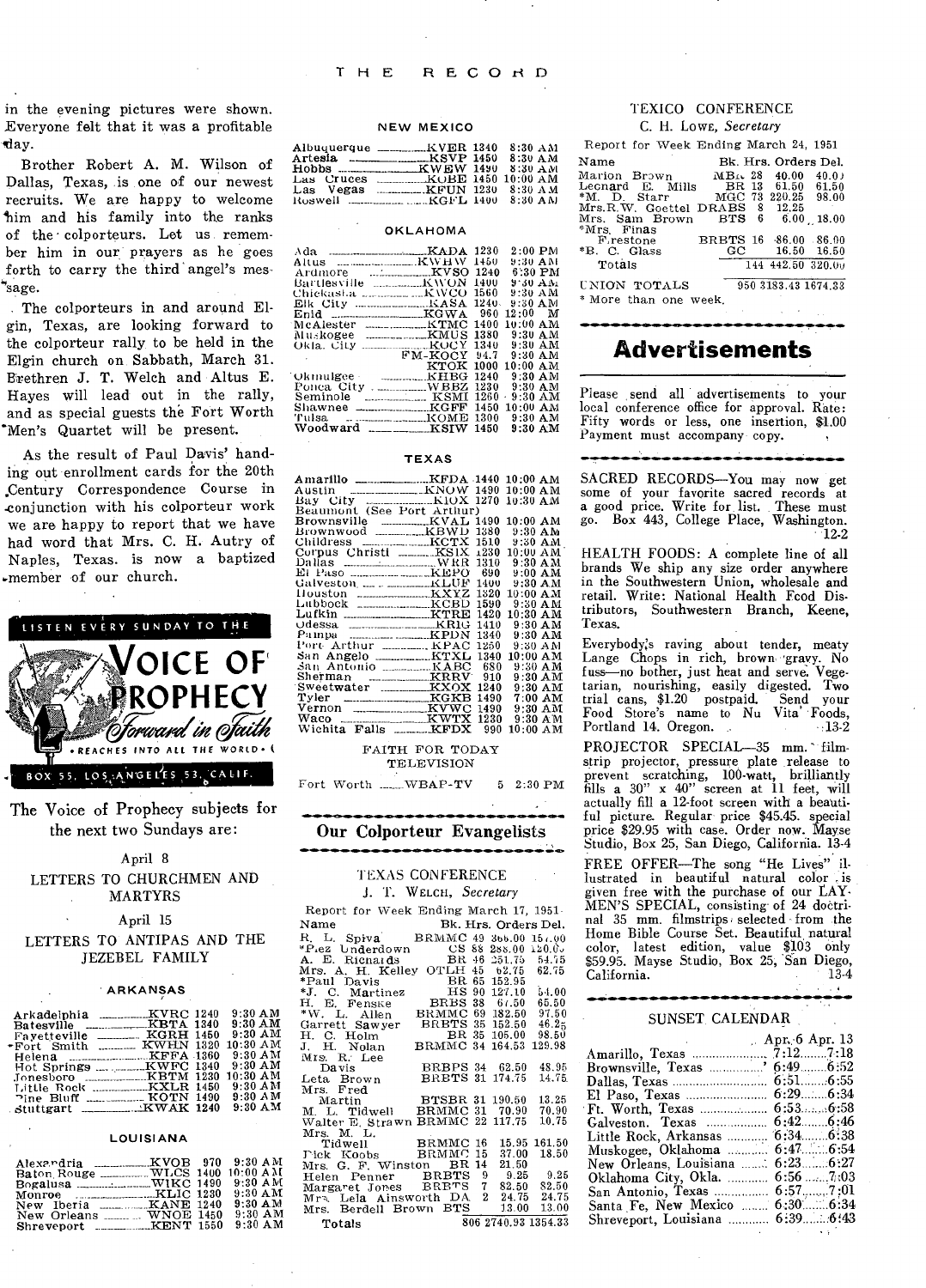in the evening pictures were shown. Everyone felt that it was a profitable day.

Brother Robert A. M. Wilson of Dallas, Texas, is one of our newest recruits. We are happy to welcome him and his family into the ranks of the colporteurs. Let us remember him in our prayers as he goes forth to carry the third angel's message.

The colporteurs in and around Elgin, Texas, are looking forward to the colporteur rally to be held in the Elgin church on Sabbath, March 31. Brethren J. T. Welch and Altus E. Hayes will lead out in the rally, and as special guests the Fort Worth Men's Quartet will be present.

As the result of Paul Davis' handing out enrollment cards for the 20th Century Correspondence Course in conjunction with his colporteur work we are happy to report that we have had word that Mrs. C. H. Autry of Naples, Texas. is now a baptized member of our church.

LISTEN EVERY SUNDAY TO THE VOICE OF PROPHECY *Forward in Faith* • REACHES INTO ALL THE WORLD • BOX 55, LOS ANGELES 53, CALIF.

The Voice of Prophecy subjects for the next two Sundays are:

April 8

LETTERS TO CHURCHMEN AND MARTYRS

April 15

LETTERS TO ANTIPAS AND THE JEZEBEL FAMILY

### ARKANSAS

| | | | |
|---|---|---|---|
| Arkadelphia | KVRC | 1240 | 9:30 AM |
| Batesville | KBTA | 1340 | 9:30 AM |
| Fayetteville | KGRH | 1450 | 9:30 AM |
| Fort Smith | KWHN | 1320 | 10:30 AM |
| Helena | KFFA | 1360 | 9:30 AM |
| Hot Springs | KWFC | 1340 | 9:30 AM |
| Jonesboro | KBTM | 1230 | 10:30 AM |
| Little Rock | KXLR | 1450 | 9:30 AM |
| Pine Bluff | KOTN | 1490 | 9:30 AM |
| Stuttgart | KWAK | 1240 | 9:30 AM |

### LOUISIANA

| | | | |
|---|---|---|---|
| Alexandria | KVOB | 970 | 9:30 AM |
| Baton Rouge | WLCS | 1400 | 10:00 AM |
| Bogalusa | WIKC | 1490 | 9:30 AM |
| Monroe | KLIC | 1230 | 9:30 AM |
| New Iberia | KANE | 1240 | 9:30 AM |
| New Orleans | WNOE | 1450 | 9:30 AM |
| Shreveport | KENT | 1550 | 9:30 AM |

### NEW MEXICO

| | | | |
|---|---|---|---|
| Albuquerque | KVER | 1340 | 8:30 AM |
| Artesia | KSVP | 1450 | 8:30 AM |
| Hobbs | KWEW | 1490 | 8:30 AM |
| Las Cruces | KOBE | 1450 | 10:00 AM |
| Las Vegas | KFUN | 1230 | 8:30 AM |
| Roswell | KGFL | 1400 | 8:30 AM |

### OKLAHOMA

| | | | |
|---|---|---|---|
| Ada | KADA | 1230 | 2:00 PM |
| Altus | KWHW | 1450 | 9:30 AM |
| Ardmore | KVSO | 1240 | 6:30 PM |
| Bartlesville | KWON | 1400 | 9:30 AM |
| Chickasha | KWCO | 1560 | 9:30 AM |
| Elk City | KASA | 1240 | 9:30 AM |
| Enid | KGWA | 960 | 12:00 M |
| McAlester | KTMC | 1400 | 10:00 AM |
| Muskogee | KMUS | 1380 | 9:30 AM |
| Okla. City | KOCY | 1340 | 9:30 AM |
| | FM-KOCY | 94.7 | 9:30 AM |
| | KTOK | 1000 | 10:00 AM |
| Okmulgee | KHBG | 1240 | 9:30 AM |
| Ponca City | WBBZ | 1230 | 9:30 AM |
| Seminole | KSMI | 1260 | 9:30 AM |
| Shawnee | KGFF | 1450 | 10:00 AM |
| Tulsa | KOME | 1300 | 9:30 AM |
| Woodward | KSIW | 1450 | 9:30 AM |

### TEXAS

| | | | |
|---|---|---|---|
| Amarillo | KFDA | 1440 | 10:00 AM |
| Austin | KNOW | 1490 | 10:00 AM |
| Bay City | KIOX | 1270 | 10:30 AM |
| Beaumont (See Port Arthur) | | | |
| Brownsville | KVAL | 1490 | 10:00 AM |
| Brownwood | KBWD | 1380 | 9:30 AM |
| Childress | KCTX | 1510 | 9:30 AM |
| Corpus Christi | KSIX | 1230 | 10:00 AM |
| Dallas | WRR | 1310 | 9:30 AM |
| El Paso | KEPO | 690 | 9:00 AM |
| Galveston | KLUF | 1400 | 9:30 AM |
| Houston | KXYZ | 1320 | 10:00 AM |
| Lubbock | KCBD | 1590 | 9:30 AM |
| Lufkin | KTRE | 1420 | 10:30 AM |
| Odessa | KRIG | 1410 | 9:30 AM |
| Pampa | KPDN | 1340 | 9:30 AM |
| Port Arthur | KPAC | 1250 | 9:30 AM |
| San Angelo | KTXL | 1340 | 10:00 AM |
| San Antonio | KABC | 680 | 9:30 AM |
| Sherman | KRRV | 910 | 9:30 AM |
| Sweetwater | KXOX | 1240 | 9:30 AM |
| Tyler | KGKB | 1490 | 7:00 AM |
| Vernon | KVWC | 1490 | 9:30 AM |
| Waco | KWTX | 1230 | 9:30 AM |
| Wichita Falls | KFDX | 990 | 10:00 AM |

FAITH FOR TODAY TELEVISION

Fort Worth ...... WBAP-TV 5 2:30 PM

## Our Colporteur Evangelists

### TEXAS CONFERENCE

J. T. WELCH, *Secretary*

Report for Week Ending March 17, 1951

| Name | Bk. | Hrs. | Orders | Del. |
|---|---|---|---|---|
| R. L. Spiva | BRMMC | 49 | 366.00 | 157.00 |
| *Inez Underdown | CS | 88 | 288.00 | 120.00 |
| A. E. Richards | BR | 46 | 251.75 | 54.75 |
| Mrs. A. H. Kelley | OTLH | 45 | 62.75 | 62.75 |
| *Paul Davis | BR | 65 | 152.95 | |
| *J. C. Martinez | HS | 90 | 127.10 | 54.00 |
| H. E. Fenske | BRBS | 38 | 67.50 | 65.50 |
| *W. L. Allen | BRMMC | 69 | 182.50 | 97.50 |
| Garrett Sawyer | BRBTS | 35 | 152.50 | 46.25 |
| H. C. Holm | BR | 35 | 105.00 | 98.50 |
| J. H. Nolan | BRMMC | 34 | 164.53 | 129.98 |
| Mrs. R. Lee Davis | BRBPS | 34 | 62.50 | 48.95 |
| Leta Brown | BRBTS | 31 | 174.75 | 14.75 |
| Mrs. Fred Martin | BTSBR | 31 | 190.50 | 13.25 |
| M. L. Tidwell | BRMMC | 31 | 70.90 | 70.90 |
| Walter E. Strawn | BRMMC | 22 | 117.75 | 10.75 |
| Mrs. M. L. Tidwell | BRMMC | 16 | 15.95 | 161.50 |
| Rick Koobs | BRMMC | 15 | 37.00 | 18.50 |
| Mrs. G. F. Winston | BR | 14 | 21.50 | |
| Helen Penner | BRBTS | 9 | 9.25 | 9.25 |
| Margaret Jones | BRBTS | 7 | 82.50 | 82.50 |
| Mrs. Lela Ainsworth | DA | 2 | 24.75 | 24.75 |
| Mrs. Berdell Brown | BTS | | 13.00 | 13.00 |
| Totals | | 806 | 2740.93 | 1354.33 |

### TEXICO CONFERENCE

C. H. LOWE, *Secretary*

Report for Week Ending March 24, 1951

| Name | Bk. | Hrs. | Orders | Del. |
|---|---|---|---|---|
| Marion Brown | MBA | 28 | 40.00 | 40.00 |
| Leonard E. Mills | BR | 13 | 61.50 | 61.50 |
| *M. D. Starr | MGC | 73 | 220.25 | 98.00 |
| Mrs. R. W. Goettel | DRABS | 8 | 12.25 | |
| Mrs. Sam Brown | BTS | 6 | 6.00 | 18.00 |
| *Mrs. Finas Firestone | BRBTS | 16 | 86.00 | 86.00 |
| *B. C. Glass | GC | | 16.50 | 16.50 |
| Totals | | 144 | 442.50 | 320.00 |
| UNION TOTALS | | 950 | 3183.43 | 1674.33 |

\* More than one week.

## Advertisements

Please send all advertisements to your local conference office for approval. Rate: Fifty words or less, one insertion, $1.00 Payment must accompany copy.

SACRED RECORDS—You may now get some of your favorite sacred records at a good price. Write for list. These must go. Box 443, College Place, Washington. 12-2

HEALTH FOODS: A complete line of all brands We ship any size order anywhere in the Southwestern Union, wholesale and retail. Write: National Health Food Distributors, Southwestern Branch, Keene, Texas.

Everybody's raving about tender, meaty Lange Chops in rich, brown gravy. No fuss—no bother, just heat and serve. Vegetarian, nourishing, easily digested. Two trial cans, $1.20 postpaid. Send your Food Store's name to Nu Vita Foods, Portland 14. Oregon. 13-2

PROJECTOR SPECIAL—35 mm. filmstrip projector, pressure plate release to prevent scratching, 100-watt, brilliantly fills a 30" x 40" screen at 11 feet, will actually fill a 12-foot screen with a beautiful picture. Regular price $45.45. special price $29.95 with case. Order now. Mayse Studio, Box 25, San Diego, California. 13-4

FREE OFFER—The song "He Lives" illustrated in beautiful natural color is given free with the purchase of our LAYMEN'S SPECIAL, consisting of 24 doctrinal 35 mm. filmstrips selected from the Home Bible Course Set. Beautiful natural color, latest edition, value $103 only $59.95. Mayse Studio, Box 25, San Diego, California. 13-4

### SUNSET CALENDAR

| | Apr. 6 | Apr. 13 |
|---|---|---|
| Amarillo, Texas | 7:12 | 7:18 |
| Brownsville, Texas | 6:49 | 6:52 |
| Dallas, Texas | 6:51 | 6:55 |
| El Paso, Texas | 6:29 | 6:34 |
| Ft. Worth, Texas | 6:53 | 6:58 |
| Galveston, Texas | 6:42 | 6:46 |
| Little Rock, Arkansas | 6:34 | 6:38 |
| Muskogee, Oklahoma | 6:47 | 6:54 |
| New Orleans, Louisiana | 6:23 | 6:27 |
| Oklahoma City, Okla. | 6:56 | 7:03 |
| San Antonio, Texas | 6:57 | 7:01 |
| Santa Fe, New Mexico | 6:30 | 6:34 |
| Shreveport, Louisiana | 6:39 | 6:43 |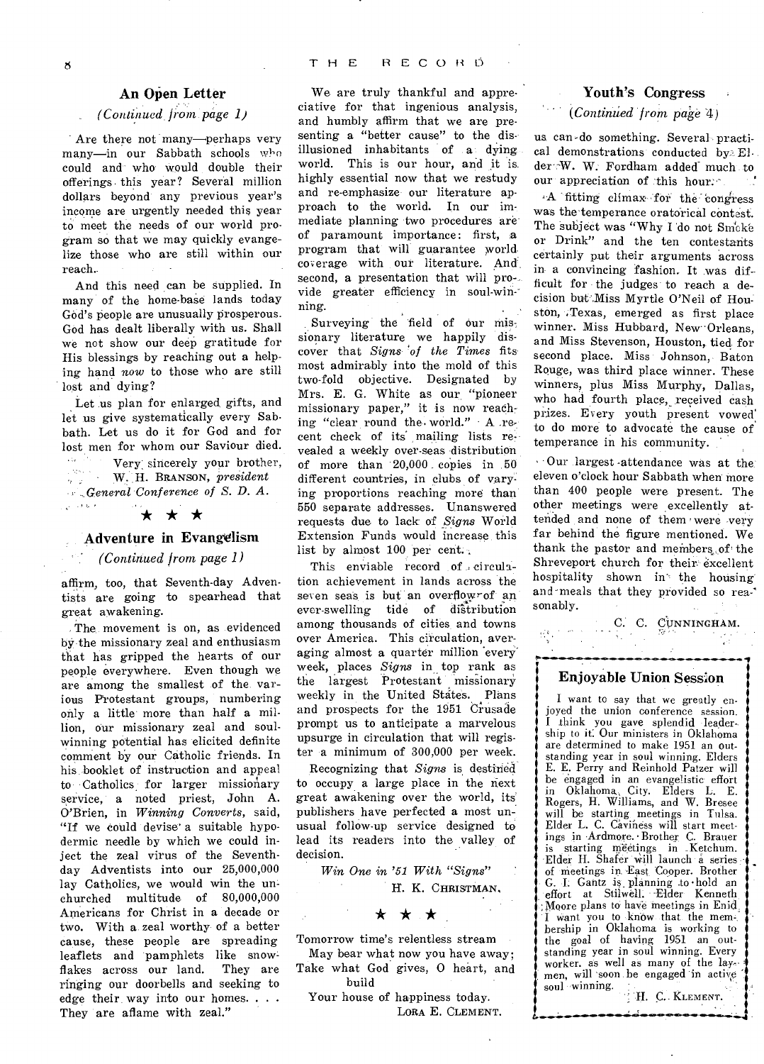## An Open Letter

*(Continued from page 1)*

Are there not many—perhaps very many—in our Sabbath schools who could and who would double their offerings this year? Several million dollars beyond any previous year's income are urgently needed this year to meet the needs of our world program so that we may quickly evangelize those who are still within our reach.

And this need can be supplied. In many of the home-base lands today God's people are unusually prosperous. God has dealt liberally with us. Shall we not show our deep gratitude for His blessings by reaching out a helping hand *now* to those who are still lost and dying?

Let us plan for enlarged gifts, and let us give systematically every Sabbath. Let us do it for God and for lost men for whom our Saviour died.

Very sincerely your brother,
W. H. BRANSON, *president*
*General Conference of S. D. A.*

★ ★ ★

## Adventure in Evangelism

*(Continued from page 1)*

affirm, too, that Seventh-day Adventists are going to spearhead that great awakening.

The movement is on, as evidenced by the missionary zeal and enthusiasm that has gripped the hearts of our people everywhere. Even though we are among the smallest of the various Protestant groups, numbering only a little more than half a million, our missionary zeal and soul-winning potential has elicited definite comment by our Catholic friends. In his booklet of instruction and appeal to Catholics for larger missionary service, a noted priest, John A. O'Brien, in *Winning Converts*, said, "If we could devise a suitable hypodermic needle by which we could inject the zeal virus of the Seventh-day Adventists into our 25,000,000 lay Catholics, we would win the unchurched multitude of 80,000,000 Americans for Christ in a decade or two. With a zeal worthy of a better cause, these people are spreading leaflets and pamphlets like snowflakes across our land. They are ringing our doorbells and seeking to edge their way into our homes. . . . They are aflame with zeal."

We are truly thankful and appreciative for that ingenious analysis, and humbly affirm that we are presenting a "better cause" to the disillusioned inhabitants of a dying world. This is our hour, and it is highly essential now that we restudy and re-emphasize our literature approach to the world. In our immediate planning two procedures are of paramount importance: first, a program that will guarantee world coverage with our literature. And second, a presentation that will provide greater efficiency in soul-winning.

Surveying the field of our missionary literature we happily discover that *Signs of the Times* fits most admirably into the mold of this two-fold objective. Designated by Mrs. E. G. White as our "pioneer missionary paper," it is now reaching "clear round the world." A recent check of its mailing lists revealed a weekly over-seas distribution of more than 20,000 copies in 50 different countries, in clubs of varying proportions reaching more than 550 separate addresses. Unanswered requests due to lack of *Signs* World Extension Funds would increase this list by almost 100 per cent.

This enviable record of circulation achievement in lands across the seven seas is but an overflow of an ever-swelling tide of distribution among thousands of cities and towns over America. This circulation, averaging almost a quarter million every week, places *Signs* in top rank as the largest Protestant missionary weekly in the United States. Plans and prospects for the 1951 Crusade prompt us to anticipate a marvelous upsurge in circulation that will register a minimum of 300,000 per week.

Recognizing that *Signs* is destined to occupy a large place in the next great awakening over the world, its publishers have perfected a most unusual follow-up service designed to lead its readers into the valley of decision.

*Win One in '51 With "Signs"*
H. K. CHRISTMAN.

★ ★ ★

Tomorrow time's relentless stream
May bear what now you have away;
Take what God gives, O heart, and build
Your house of happiness today.
LORA E. CLEMENT.

## Youth's Congress

*(Continued from page 4)*

us can do something. Several practical demonstrations conducted by Elder W. W. Fordham added much to our appreciation of this hour.

A fitting climax for the congress was the temperance oratorical contest. The subject was "Why I do not Smoke or Drink" and the ten contestants certainly put their arguments across in a convincing fashion. It was difficult for the judges to reach a decision but Miss Myrtle O'Neil of Houston, Texas, emerged as first place winner. Miss Hubbard, New Orleans, and Miss Stevenson, Houston, tied for second place. Miss Johnson, Baton Rouge, was third place winner. These winners, plus Miss Murphy, Dallas, who had fourth place, received cash prizes. Every youth present vowed to do more to advocate the cause of temperance in his community.

Our largest attendance was at the eleven o'clock hour Sabbath when more than 400 people were present. The other meetings were excellently attended and none of them were very far behind the figure mentioned. We thank the pastor and members of the Shreveport church for their excellent hospitality shown in the housing and meals that they provided so reasonably.

C. C. CUNNINGHAM.

## Enjoyable Union Session

I want to say that we greatly enjoyed the union conference session. I think you gave splendid leadership to it. Our ministers in Oklahoma are determined to make 1951 an outstanding year in soul winning. Elders E. E. Perry and Reinhold Patzer will be engaged in an evangelistic effort in Oklahoma City. Elders L. E. Rogers, H. Williams, and W. Bresee will be starting meetings in Tulsa. Elder L. C. Caviness will start meetings in Ardmore. Brother C. Brauer is starting meetings in Ketchum. Elder H. Shafer will launch a series of meetings in East Cooper. Brother G. I. Gantz is planning to hold an effort at Stilwell. Elder Kenneth Moore plans to have meetings in Enid. I want you to know that the membership in Oklahoma is working to the goal of having 1951 an outstanding year in soul winning. Every worker, as well as many of the laymen, will soon be engaged in active soul winning.

H. C. KLEMENT.